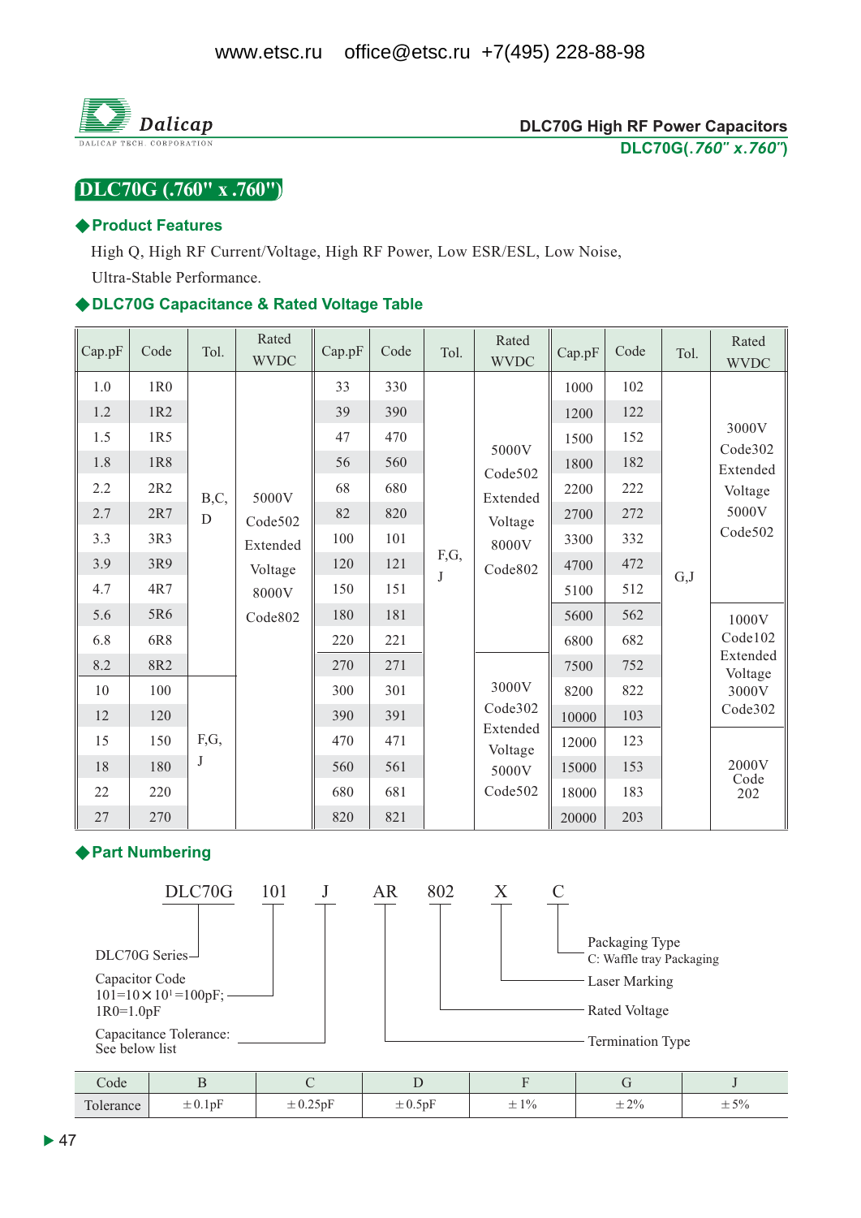www.etsc.ru office@etsc.ru +7(495) 228-88-98

Dalicap
DALICAP TECH. CORPORATION

**DLC70G High RF Power Capacitors**
**DLC70G(*.760" x.760"*)**

# DLC70G (.760" x .760")

## ◆Product Features

High Q, High RF Current/Voltage, High RF Power, Low ESR/ESL, Low Noise, Ultra-Stable Performance.

## ◆DLC70G Capacitance & Rated Voltage Table

| Cap.pF | Code | Tol. | Rated WVDC | Cap.pF | Code | Tol. | Rated WVDC | Cap.pF | Code | Tol. | Rated WVDC |
|---|---|---|---|---|---|---|---|---|---|---|---|
| 1.0 | 1R0 | B,C,D | 5000V Code502 Extended Voltage 8000V Code802 | 33 | 330 | F,G,J | 5000V Code502 Extended Voltage 8000V Code802 | 1000 | 102 | G,J | 3000V Code302 Extended Voltage 5000V Code502 |
| 1.2 | 1R2 | | | 39 | 390 | | | 1200 | 122 | | |
| 1.5 | 1R5 | | | 47 | 470 | | | 1500 | 152 | | |
| 1.8 | 1R8 | | | 56 | 560 | | | 1800 | 182 | | |
| 2.2 | 2R2 | | | 68 | 680 | | | 2200 | 222 | | |
| 2.7 | 2R7 | | | 82 | 820 | | | 2700 | 272 | | |
| 3.3 | 3R3 | | | 100 | 101 | | | 3300 | 332 | | |
| 3.9 | 3R9 | | | 120 | 121 | | | 4700 | 472 | | |
| 4.7 | 4R7 | | | 150 | 151 | | | 5100 | 512 | | |
| 5.6 | 5R6 | | | 180 | 181 | | | 5600 | 562 | | 1000V Code102 Extended Voltage 3000V Code302 |
| 6.8 | 6R8 | | | 220 | 221 | | | 6800 | 682 | | |
| 8.2 | 8R2 | | | 270 | 271 | | | 7500 | 752 | | |
| 10 | 100 | F,G,J | | 300 | 301 | | 3000V Code302 Extended Voltage 5000V Code502 | 8200 | 822 | | |
| 12 | 120 | | | 390 | 391 | | | 10000 | 103 | | |
| 15 | 150 | | | 470 | 471 | | | 12000 | 123 | | 2000V Code 202 |
| 18 | 180 | | | 560 | 561 | | | 15000 | 153 | | |
| 22 | 220 | | | 680 | 681 | | | 18000 | 183 | | |
| 27 | 270 | | | 820 | 821 | | | 20000 | 203 | | |

## ◆Part Numbering

DLC70G 101 J AR 802 X C

- DLC70G: DLC70G Series
- 101: Capacitor Code — $101=10\times10^1=100$pF; 1R0=1.0pF
- J: Capacitance Tolerance: See below list
- AR: Termination Type
- 802: Rated Voltage
- X: Laser Marking
- C: Packaging Type — C: Waffle tray Packaging

| Code | B | C | D | F | G | J |
|---|---|---|---|---|---|---|
| Tolerance | ±0.1pF | ±0.25pF | ±0.5pF | ±1% | ±2% | ±5% |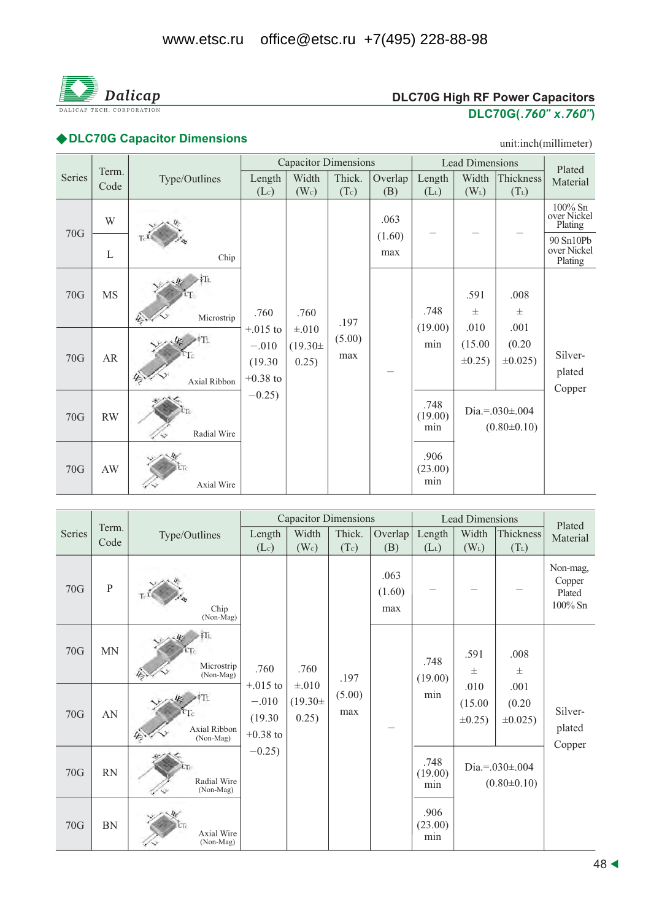www.etsc.ru office@etsc.ru +7(495) 228-88-98

Dalicap

DALICAP TECH. CORPORATION

**DLC70G High RF Power Capacitors**

**DLC70G(*.760" x.760"*)**

## ◆DLC70G Capacitor Dimensions

unit:inch(millimeter)

| Series | Term. Code | Type/Outlines | Capacitor Dimensions | | | | Lead Dimensions | | | Plated Material |
|---|---|---|---|---|---|---|---|---|---|---|
| | | | Length ($L_C$) | Width ($W_C$) | Thick. ($T_C$) | Overlap (B) | Length ($L_L$) | Width ($W_L$) | Thickness ($T_L$) | |
| 70G | W | Chip | .760 +.015 to −.010 (19.30 +0.38 to −0.25) | .760 ±.010 (19.30± 0.25) | .197 (5.00) max | .063 (1.60) max | – | – | – | 100% Sn over Nickel Plating |
| 70G | L | Chip | | | | .063 (1.60) max | – | – | – | 90 Sn10Pb over Nickel Plating |
| 70G | MS | Microstrip | | | | – | .748 (19.00) min | .591 ± .010 (15.00 ±0.25) | .008 ± .001 (0.20 ±0.025) | Silver-plated Copper |
| 70G | AR | Axial Ribbon | | | | – | .748 (19.00) min | .591 ± .010 (15.00 ±0.25) | .008 ± .001 (0.20 ±0.025) | Silver-plated Copper |
| 70G | RW | Radial Wire | | | | – | .748 (19.00) min | Dia.=.030±.004 (0.80±0.10) | | Silver-plated Copper |
| 70G | AW | Axial Wire | | | | – | .906 (23.00) min | Dia.=.030±.004 (0.80±0.10) | | Silver-plated Copper |

| Series | Term. Code | Type/Outlines | Capacitor Dimensions | | | | Lead Dimensions | | | Plated Material |
|---|---|---|---|---|---|---|---|---|---|---|
| | | | Length ($L_C$) | Width ($W_C$) | Thick. ($T_C$) | Overlap (B) | Length ($L_L$) | Width ($W_L$) | Thickness ($T_L$) | |
| 70G | P | Chip (Non-Mag) | .760 +.015 to −.010 (19.30 +0.38 to −0.25) | .760 ±.010 (19.30± 0.25) | .197 (5.00) max | .063 (1.60) max | – | – | – | Non-mag, Copper Plated 100% Sn |
| 70G | MN | Microstrip (Non-Mag) | | | | – | .748 (19.00) min | .591 ± .010 (15.00 ±0.25) | .008 ± .001 (0.20 ±0.025) | Silver-plated Copper |
| 70G | AN | Axial Ribbon (Non-Mag) | | | | – | .748 (19.00) min | .591 ± .010 (15.00 ±0.25) | .008 ± .001 (0.20 ±0.025) | Silver-plated Copper |
| 70G | RN | Radial Wire (Non-Mag) | | | | – | .748 (19.00) min | Dia.=.030±.004 (0.80±0.10) | | Silver-plated Copper |
| 70G | BN | Axial Wire (Non-Mag) | | | | – | .906 (23.00) min | Dia.=.030±.004 (0.80±0.10) | | Silver-plated Copper |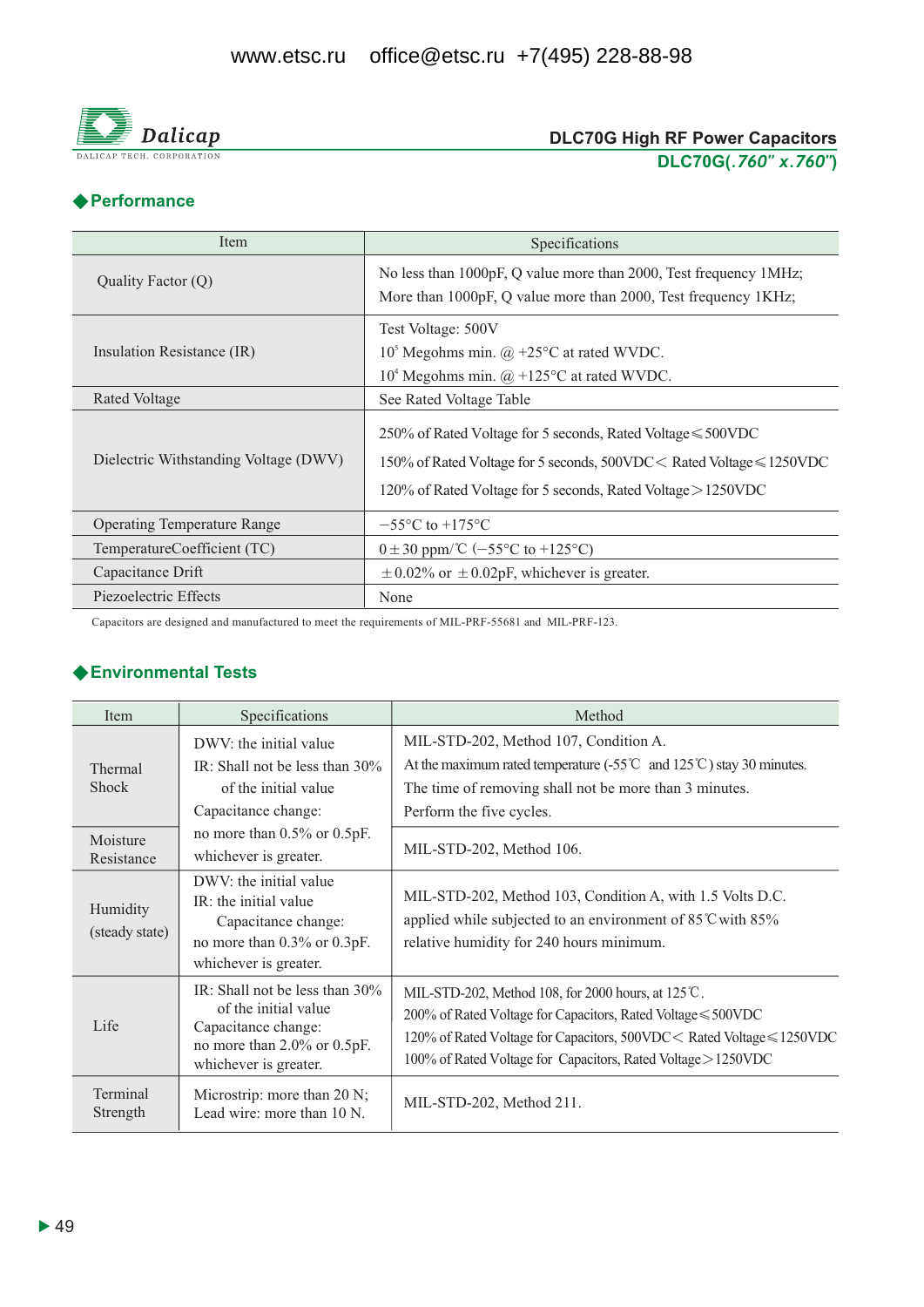DLC70G High RF Power Capacitors

**DLC70G(.760" x.760")**

## ◆Performance

| Item | Specifications |
|---|---|
| Quality Factor (Q) | No less than 1000pF, Q value more than 2000, Test frequency 1MHz;<br>More than 1000pF, Q value more than 2000, Test frequency 1KHz; |
| Insulation Resistance (IR) | Test Voltage: 500V<br>$10^5$ Megohms min. @ +25°C at rated WVDC.<br>$10^4$ Megohms min. @ +125°C at rated WVDC. |
| Rated Voltage | See Rated Voltage Table |
| Dielectric Withstanding Voltage (DWV) | 250% of Rated Voltage for 5 seconds, Rated Voltage≤500VDC<br>150% of Rated Voltage for 5 seconds, 500VDC< Rated Voltage≤1250VDC<br>120% of Rated Voltage for 5 seconds, Rated Voltage>1250VDC |
| Operating Temperature Range | −55°C to +175°C |
| TemperatureCoefficient (TC) | 0±30 ppm/℃ (−55°C to +125°C) |
| Capacitance Drift | ±0.02% or ±0.02pF, whichever is greater. |
| Piezoelectric Effects | None |

Capacitors are designed and manufactured to meet the requirements of MIL-PRF-55681 and MIL-PRF-123.

## ◆Environmental Tests

| Item | Specifications | Method |
|---|---|---|
| Thermal Shock | DWV: the initial value<br>IR: Shall not be less than 30% of the initial value<br>Capacitance change: no more than 0.5% or 0.5pF. whichever is greater. | MIL-STD-202, Method 107, Condition A.<br>At the maximum rated temperature (-55℃ and 125℃) stay 30 minutes.<br>The time of removing shall not be more than 3 minutes.<br>Perform the five cycles. |
| Moisture Resistance | | MIL-STD-202, Method 106. |
| Humidity (steady state) | DWV: the initial value<br>IR: the initial value<br>Capacitance change: no more than 0.3% or 0.3pF. whichever is greater. | MIL-STD-202, Method 103, Condition A, with 1.5 Volts D.C. applied while subjected to an environment of 85℃with 85% relative humidity for 240 hours minimum. |
| Life | IR: Shall not be less than 30% of the initial value<br>Capacitance change: no more than 2.0% or 0.5pF. whichever is greater. | MIL-STD-202, Method 108, for 2000 hours, at 125℃.<br>200% of Rated Voltage for Capacitors, Rated Voltage≤500VDC<br>120% of Rated Voltage for Capacitors, 500VDC< Rated Voltage≤1250VDC<br>100% of Rated Voltage for Capacitors, Rated Voltage>1250VDC |
| Terminal Strength | Microstrip: more than 20 N;<br>Lead wire: more than 10 N. | MIL-STD-202, Method 211. |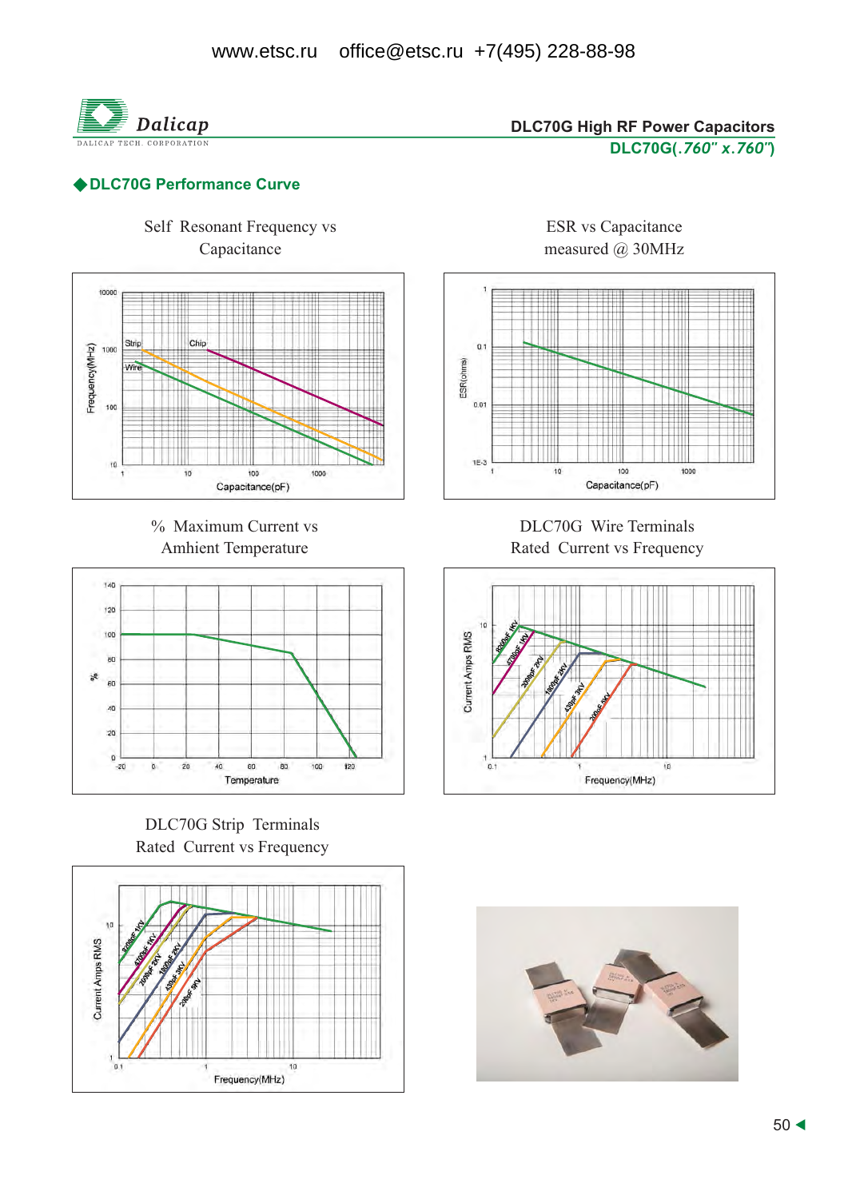www.etsc.ru office@etsc.ru +7(495) 228-88-98

Dalicap

DALICAP TECH. CORPORATION

**DLC70G High RF Power Capacitors**

**DLC70G(.760" x.760")**

## ◆DLC70G Performance Curve

Self Resonant Frequency vs Capacitance

10000
1000
100
10
Frequency(MHz)
Strip
Chip
Wire
1
10
100
1000
Capacitance(pF)

ESR vs Capacitance measured @ 30MHz

1
0.1
0.01
1E-3
ESR(ohms)
1
10
100
1000
Capacitance(pF)

% Maximum Current vs Amhient Temperature

140
120
100
80
60
40
20
0
%
-20
0
20
40
60
80
100
120
Temperature

DLC70G Wire Terminals Rated Current vs Frequency

10
1
Current Amps RMS
8200pF 1KV
4700pF 1KV
2000pF 2KV
1800pF 3KV
430pF 3KV
200pF 5KV
0.1
1
10
Frequency(MHz)

DLC70G Strip Terminals Rated Current vs Frequency

10
1
Current Amps RMS
8200pF 1KV
4700pF 1KV
2000pF 2KV
1800pF 2KV
430pF 3KV
200pF 5KV
0.1
1
10
Frequency(MHz)